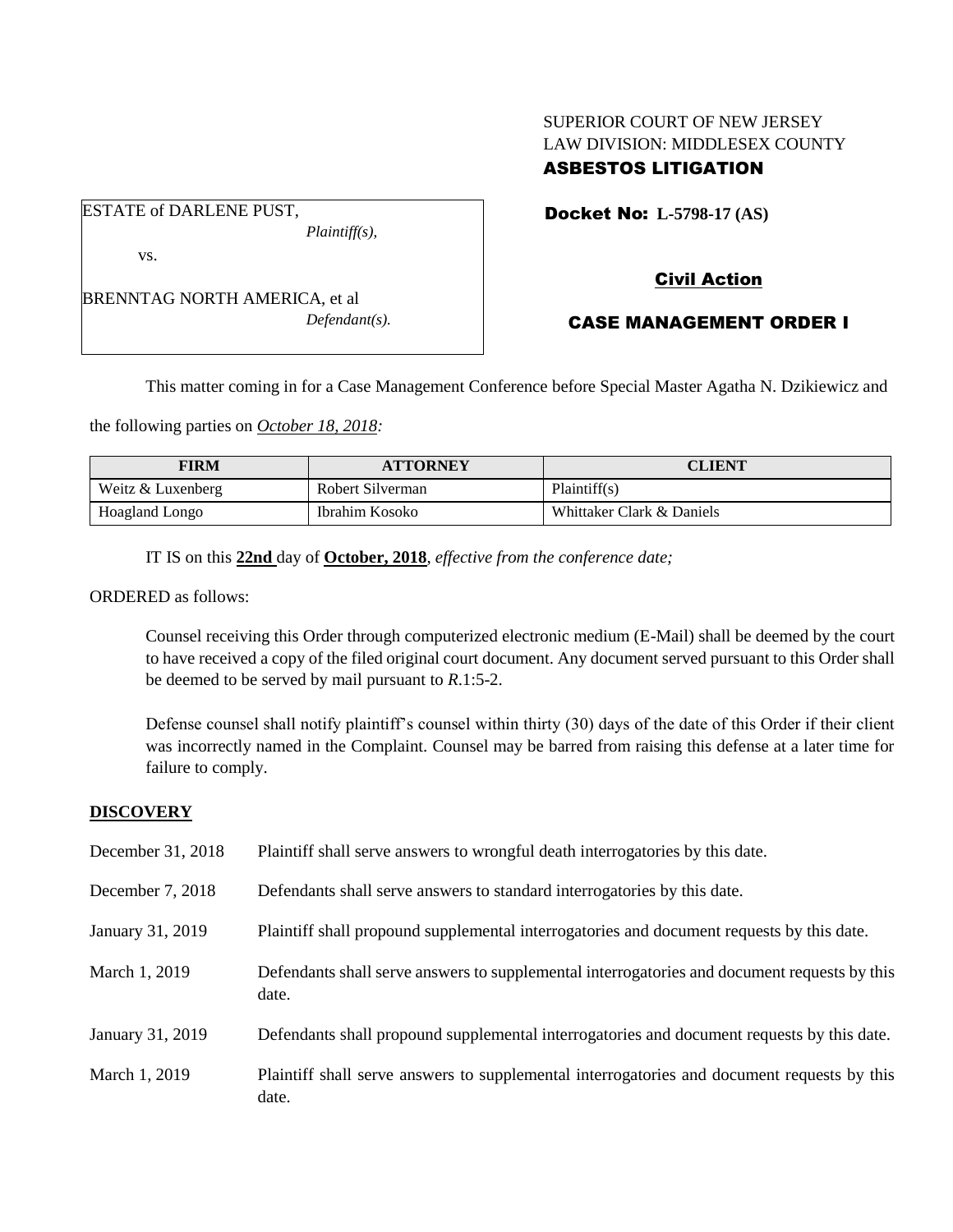SUPERIOR COURT OF NEW JERSEY
LAW DIVISION: MIDDLESEX COUNTY
**ASBESTOS LITIGATION**

ESTATE of DARLENE PUST,
*Plaintiff(s),*

vs.

BRENNTAG NORTH AMERICA, et al
*Defendant(s).*

**Docket No: L-5798-17 (AS)**

**Civil Action**

**CASE MANAGEMENT ORDER I**

This matter coming in for a Case Management Conference before Special Master Agatha N. Dzikiewicz and the following parties on *October 18, 2018:*

| FIRM | ATTORNEY | CLIENT |
|---|---|---|
| Weitz & Luxenberg | Robert Silverman | Plaintiff(s) |
| Hoagland Longo | Ibrahim Kosoko | Whittaker Clark & Daniels |

IT IS on this **22nd** day of **October, 2018**, *effective from the conference date;*

ORDERED as follows:

Counsel receiving this Order through computerized electronic medium (E-Mail) shall be deemed by the court to have received a copy of the filed original court document. Any document served pursuant to this Order shall be deemed to be served by mail pursuant to *R*.1:5-2.

Defense counsel shall notify plaintiff's counsel within thirty (30) days of the date of this Order if their client was incorrectly named in the Complaint. Counsel may be barred from raising this defense at a later time for failure to comply.

## DISCOVERY

| | |
|---|---|
| December 31, 2018 | Plaintiff shall serve answers to wrongful death interrogatories by this date. |
| December 7, 2018 | Defendants shall serve answers to standard interrogatories by this date. |
| January 31, 2019 | Plaintiff shall propound supplemental interrogatories and document requests by this date. |
| March 1, 2019 | Defendants shall serve answers to supplemental interrogatories and document requests by this date. |
| January 31, 2019 | Defendants shall propound supplemental interrogatories and document requests by this date. |
| March 1, 2019 | Plaintiff shall serve answers to supplemental interrogatories and document requests by this date. |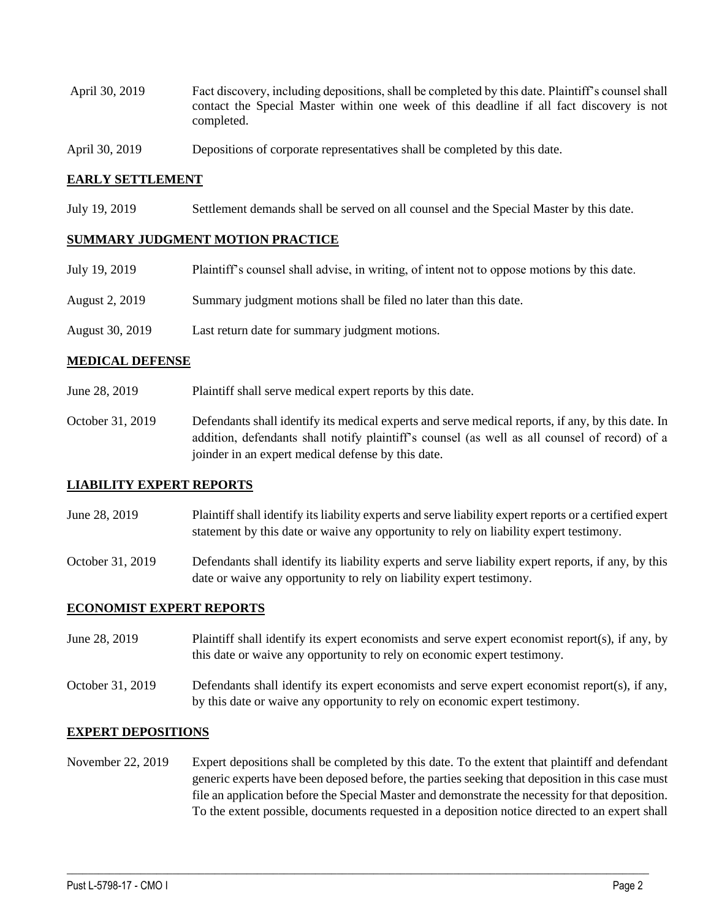| | |
|---|---|
| April 30, 2019 | Fact discovery, including depositions, shall be completed by this date. Plaintiff's counsel shall contact the Special Master within one week of this deadline if all fact discovery is not completed. |
| April 30, 2019 | Depositions of corporate representatives shall be completed by this date. |

## EARLY SETTLEMENT

| | |
|---|---|
| July 19, 2019 | Settlement demands shall be served on all counsel and the Special Master by this date. |

## SUMMARY JUDGMENT MOTION PRACTICE

| | |
|---|---|
| July 19, 2019 | Plaintiff's counsel shall advise, in writing, of intent not to oppose motions by this date. |
| August 2, 2019 | Summary judgment motions shall be filed no later than this date. |
| August 30, 2019 | Last return date for summary judgment motions. |

## MEDICAL DEFENSE

| | |
|---|---|
| June 28, 2019 | Plaintiff shall serve medical expert reports by this date. |
| October 31, 2019 | Defendants shall identify its medical experts and serve medical reports, if any, by this date. In addition, defendants shall notify plaintiff's counsel (as well as all counsel of record) of a joinder in an expert medical defense by this date. |

## LIABILITY EXPERT REPORTS

| | |
|---|---|
| June 28, 2019 | Plaintiff shall identify its liability experts and serve liability expert reports or a certified expert statement by this date or waive any opportunity to rely on liability expert testimony. |
| October 31, 2019 | Defendants shall identify its liability experts and serve liability expert reports, if any, by this date or waive any opportunity to rely on liability expert testimony. |

## ECONOMIST EXPERT REPORTS

| | |
|---|---|
| June 28, 2019 | Plaintiff shall identify its expert economists and serve expert economist report(s), if any, by this date or waive any opportunity to rely on economic expert testimony. |
| October 31, 2019 | Defendants shall identify its expert economists and serve expert economist report(s), if any, by this date or waive any opportunity to rely on economic expert testimony. |

## EXPERT DEPOSITIONS

| | |
|---|---|
| November 22, 2019 | Expert depositions shall be completed by this date. To the extent that plaintiff and defendant generic experts have been deposed before, the parties seeking that deposition in this case must file an application before the Special Master and demonstrate the necessity for that deposition. To the extent possible, documents requested in a deposition notice directed to an expert shall |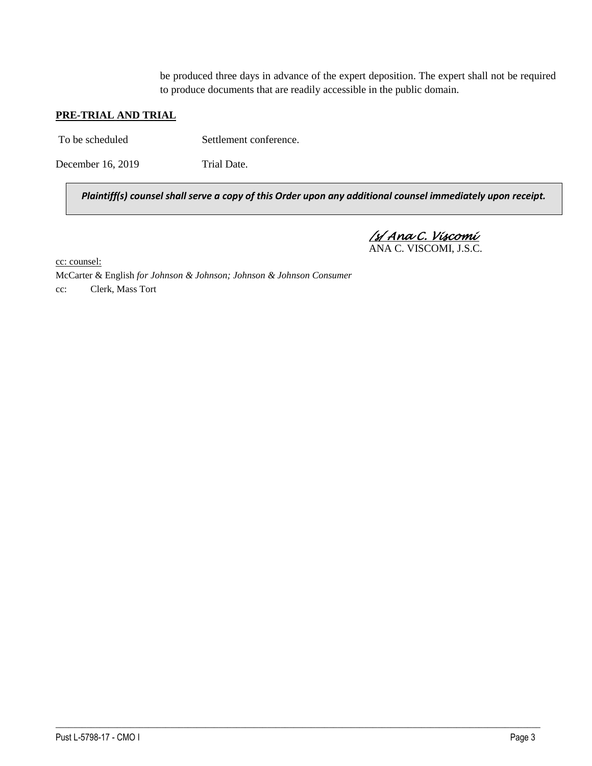be produced three days in advance of the expert deposition. The expert shall not be required to produce documents that are readily accessible in the public domain.

**PRE-TRIAL AND TRIAL**

| | |
|---|---|
| To be scheduled | Settlement conference. |
| December 16, 2019 | Trial Date. |

***Plaintiff(s) counsel shall serve a copy of this Order upon any additional counsel immediately upon receipt.***

/s/ Ana C. Viscomi
ANA C. VISCOMI, J.S.C.

cc: counsel:
McCarter & English *for Johnson & Johnson; Johnson & Johnson Consumer*
cc: Clerk, Mass Tort